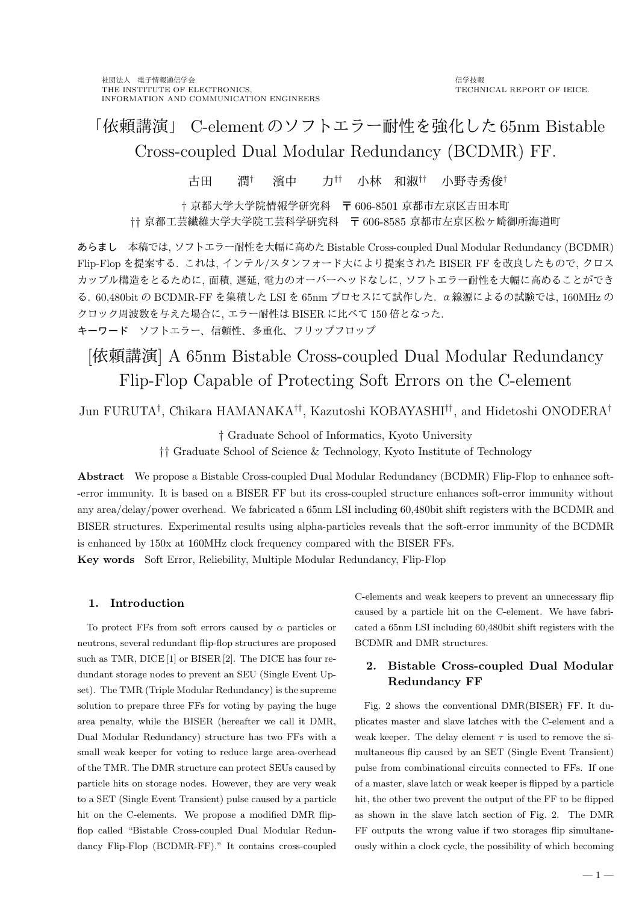社団法人 電子情報通信学会
THE INSTITUTE OF ELECTRONICS,
INFORMATION AND COMMUNICATION ENGINEERS

信学技報
TECHNICAL REPORT OF IEICE.

# 「依頼講演」 C-elementのソフトエラー耐性を強化した65nm Bistable Cross-coupled Dual Modular Redundancy (BCDMR) FF.

古田 潤[†] 濱中 力[††] 小林 和淑[††] 小野寺秀俊[†]

† 京都大学大学院情報学研究科 〒606-8501 京都市左京区吉田本町
†† 京都工芸繊維大学大学院工芸科学研究科 〒606-8585 京都市左京区松ヶ崎御所海道町

**あらまし** 本稿では, ソフトエラー耐性を大幅に高めたBistable Cross-coupled Dual Modular Redundancy (BCDMR) Flip-Flop を提案する．これは, インテル/スタンフォード大により提案された BISER FF を改良したもので, クロスカップル構造をとるために, 面積, 遅延, 電力のオーバーヘッドなしに, ソフトエラー耐性を大幅に高めることができる．60,480bit の BCDMR-FF を集積した LSI を 65nm プロセスにて試作した．$\alpha$ 線源によるの試験では, 160MHz のクロック周波数を与えた場合に, エラー耐性は BISER に比べて 150 倍となった．

**キーワード** ソフトエラー、信頼性、多重化、フリップフロップ

# [依頼講演] A 65nm Bistable Cross-coupled Dual Modular Redundancy Flip-Flop Capable of Protecting Soft Errors on the C-element

Jun FURUTA[†], Chikara HAMANAKA[††], Kazutoshi KOBAYASHI[††], and Hidetoshi ONODERA[†]

† Graduate School of Informatics, Kyoto University
†† Graduate School of Science & Technology, Kyoto Institute of Technology

**Abstract** We propose a Bistable Cross-coupled Dual Modular Redundancy (BCDMR) Flip-Flop to enhance soft--error immunity. It is based on a BISER FF but its cross-coupled structure enhances soft-error immunity without any area/delay/power overhead. We fabricated a 65nm LSI including 60,480bit shift registers with the BCDMR and BISER structures. Experimental results using alpha-particles reveals that the soft-error immunity of the BCDMR is enhanced by 150x at 160MHz clock frequency compared with the BISER FFs.

**Key words** Soft Error, Reliebility, Multiple Modular Redundancy, Flip-Flop

## 1. Introduction

To protect FFs from soft errors caused by $\alpha$ particles or neutrons, several redundant flip-flop structures are proposed such as TMR, DICE [1] or BISER [2]. The DICE has four redundant storage nodes to prevent an SEU (Single Event Upset). The TMR (Triple Modular Redundancy) is the supreme solution to prepare three FFs for voting by paying the huge area penalty, while the BISER (hereafter we call it DMR, Dual Modular Redundancy) structure has two FFs with a small weak keeper for voting to reduce large area-overhead of the TMR. The DMR structure can protect SEUs caused by particle hits on storage nodes. However, they are very weak to a SET (Single Event Transient) pulse caused by a particle hit on the C-elements. We propose a modified DMR flip-flop called "Bistable Cross-coupled Dual Modular Redundancy Flip-Flop (BCDMR-FF)." It contains cross-coupled C-elements and weak keepers to prevent an unnecessary flip caused by a particle hit on the C-element. We have fabricated a 65nm LSI including 60,480bit shift registers with the BCDMR and DMR structures.

## 2. Bistable Cross-coupled Dual Modular Redundancy FF

Fig. 2 shows the conventional DMR(BISER) FF. It duplicates master and slave latches with the C-element and a weak keeper. The delay element $\tau$ is used to remove the simultaneous flip caused by an SET (Single Event Transient) pulse from combinational circuits connected to FFs. If one of a master, slave latch or weak keeper is flipped by a particle hit, the other two prevent the output of the FF to be flipped as shown in the slave latch section of Fig. 2. The DMR FF outputs the wrong value if two storages flip simultaneously within a clock cycle, the possibility of which becoming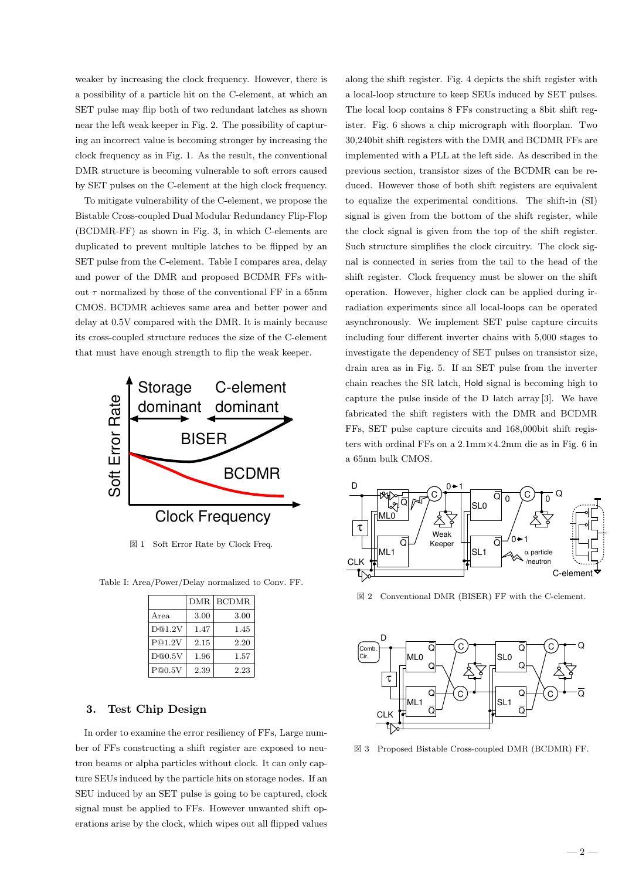weaker by increasing the clock frequency. However, there is a possibility of a particle hit on the C-element, at which an SET pulse may flip both of two redundant latches as shown near the left weak keeper in Fig. 2. The possibility of capturing an incorrect value is becoming stronger by increasing the clock frequency as in Fig. 1. As the result, the conventional DMR structure is becoming vulnerable to soft errors caused by SET pulses on the C-element at the high clock frequency.

To mitigate vulnerability of the C-element, we propose the Bistable Cross-coupled Dual Modular Redundancy Flip-Flop (BCDMR-FF) as shown in Fig. 3, in which C-elements are duplicated to prevent multiple latches to be flipped by an SET pulse from the C-element. Table I compares area, delay and power of the DMR and proposed BCDMR FFs without $\tau$ normalized by those of the conventional FF in a 65nm CMOS. BCDMR achieves same area and better power and delay at 0.5V compared with the DMR. It is mainly because its cross-coupled structure reduces the size of the C-element that must have enough strength to flip the weak keeper.

図 1 Soft Error Rate by Clock Freq.

Table I: Area/Power/Delay normalized to Conv. FF.

| | DMR | BCDMR |
|---|---|---|
| Area | 3.00 | 3.00 |
| D@1.2V | 1.47 | 1.45 |
| P@1.2V | 2.15 | 2.20 |
| D@0.5V | 1.96 | 1.57 |
| P@0.5V | 2.39 | 2.23 |

## 3. Test Chip Design

In order to examine the error resiliency of FFs, Large number of FFs constructing a shift register are exposed to neutron beams or alpha particles without clock. It can only capture SEUs induced by the particle hits on storage nodes. If an SEU induced by an SET pulse is going to be captured, clock signal must be applied to FFs. However unwanted shift operations arise by the clock, which wipes out all flipped values along the shift register. Fig. 4 depicts the shift register with a local-loop structure to keep SEUs induced by SET pulses. The local loop contains 8 FFs constructing a 8bit shift register. Fig. 6 shows a chip micrograph with floorplan. Two 30,240bit shift registers with the DMR and BCDMR FFs are implemented with a PLL at the left side. As described in the previous section, transistor sizes of the BCDMR can be reduced. However those of both shift registers are equivalent to equalize the experimental conditions. The shift-in (SI) signal is given from the bottom of the shift register, while the clock signal is given from the top of the shift register. Such structure simplifies the clock circuitry. The clock signal is connected in series from the tail to the head of the shift register. Clock frequency must be slower on the shift operation. However, higher clock can be applied during irradiation experiments since all local-loops can be operated asynchronously. We implement SET pulse capture circuits including four different inverter chains with 5,000 stages to investigate the dependency of SET pulses on transistor size, drain area as in Fig. 5. If an SET pulse from the inverter chain reaches the SR latch, Hold signal is becoming high to capture the pulse inside of the D latch array [3]. We have fabricated the shift registers with the DMR and BCDMR FFs, SET pulse capture circuits and 168,000bit shift registers with ordinal FFs on a 2.1mm×4.2mm die as in Fig. 6 in a 65nm bulk CMOS.

図 2 Conventional DMR (BISER) FF with the C-element.

図 3 Proposed Bistable Cross-coupled DMR (BCDMR) FF.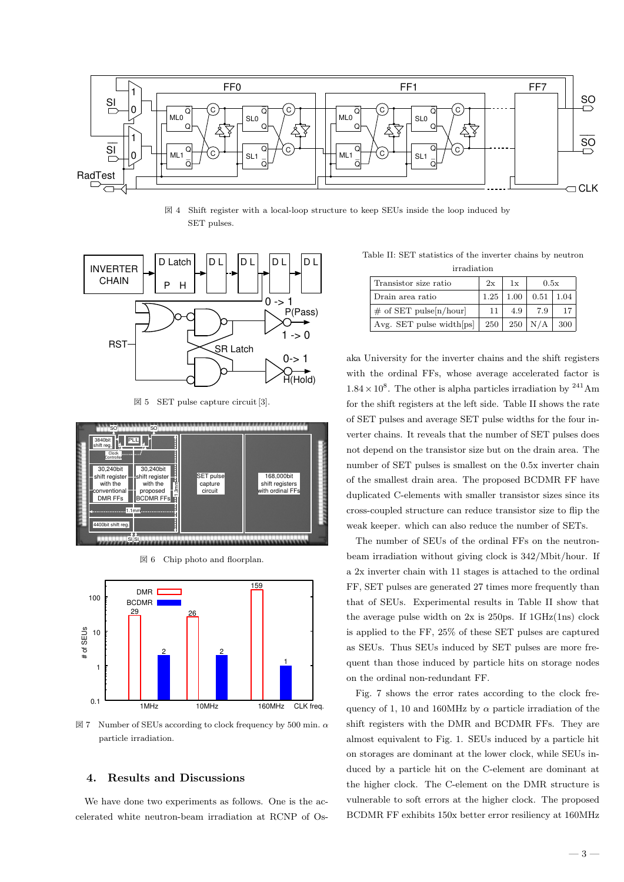図 4 Shift register with a local-loop structure to keep SEUs inside the loop induced by SET pulses.

図 5 SET pulse capture circuit [3].

図 6 Chip photo and floorplan.

図 7 Number of SEUs according to clock frequency by 500 min. $\alpha$ particle irradiation.

## 4. Results and Discussions

We have done two experiments as follows. One is the accelerated white neutron-beam irradiation at RCNP of Osaka University for the inverter chains and the shift registers with the ordinal FFs, whose average accelerated factor is $1.84 \times 10^8$. The other is alpha particles irradiation by $^{241}$Am for the shift registers at the left side. Table II shows the rate of SET pulses and average SET pulse widths for the four inverter chains. It reveals that the number of SET pulses does not depend on the transistor size but on the drain area. The number of SET pulses is smallest on the 0.5x inverter chain of the smallest drain area. The proposed BCDMR FF have duplicated C-elements with smaller transistor sizes since its cross-coupled structure can reduce transistor size to flip the weak keeper. which can also reduce the number of SETs.

Table II: SET statistics of the inverter chains by neutron irradiation

| Transistor size ratio | 2x | 1x | 0.5x | |
|---|---|---|---|---|
| Drain area ratio | 1.25 | 1.00 | 0.51 | 1.04 |
| # of SET pulse[n/hour] | 11 | 4.9 | 7.9 | 17 |
| Avg. SET pulse width[ps] | 250 | 250 | N/A | 300 |

The number of SEUs of the ordinal FFs on the neutron-beam irradiation without giving clock is 342/Mbit/hour. If a 2x inverter chain with 11 stages is attached to the ordinal FF, SET pulses are generated 27 times more frequently than that of SEUs. Experimental results in Table II show that the average pulse width on 2x is 250ps. If 1GHz(1ns) clock is applied to the FF, 25% of these SET pulses are captured as SEUs. Thus SEUs induced by SET pulses are more frequent than those induced by particle hits on storage nodes on the ordinal non-redundant FF.

Fig. 7 shows the error rates according to the clock frequency of 1, 10 and 160MHz by $\alpha$ particle irradiation of the shift registers with the DMR and BCDMR FFs. They are almost equivalent to Fig. 1. SEUs induced by a particle hit on storages are dominant at the lower clock, while SEUs induced by a particle hit on the C-element are dominant at the higher clock. The C-element on the DMR structure is vulnerable to soft errors at the higher clock. The proposed BCDMR FF exhibits 150x better error resiliency at 160MHz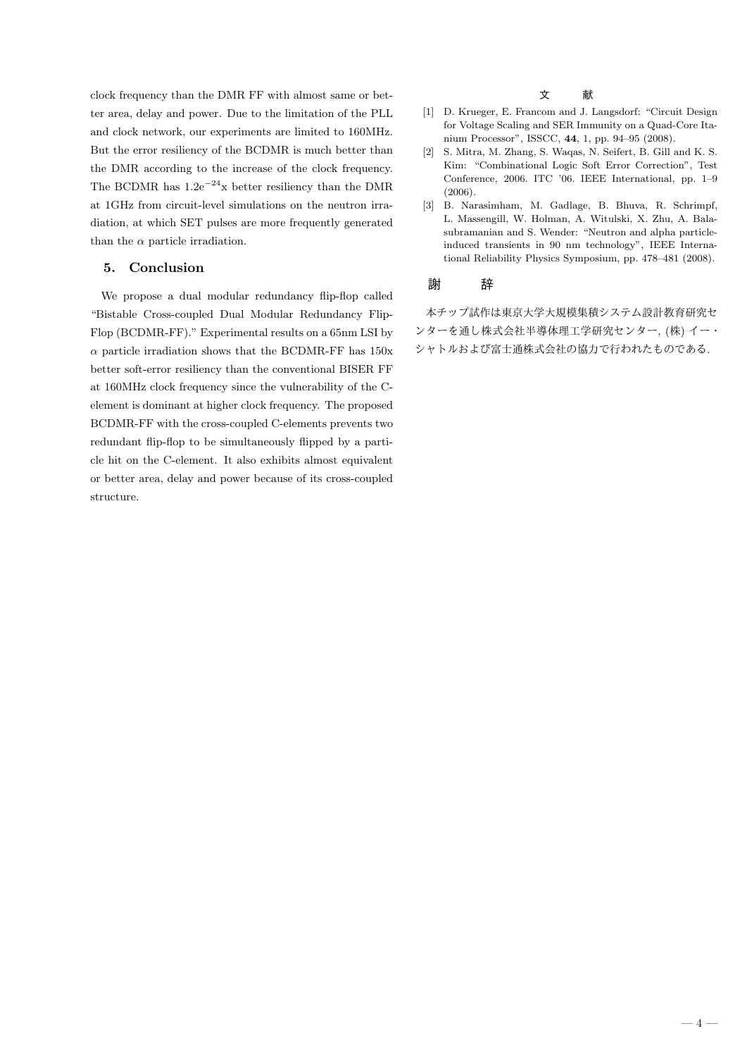clock frequency than the DMR FF with almost same or better area, delay and power. Due to the limitation of the PLL and clock network, our experiments are limited to 160MHz. But the error resiliency of the BCDMR is much better than the DMR according to the increase of the clock frequency. The BCDMR has $1.2e^{-24}$x better resiliency than the DMR at 1GHz from circuit-level simulations on the neutron irradiation, at which SET pulses are more frequently generated than the $\alpha$ particle irradiation.

## 5. Conclusion

We propose a dual modular redundancy flip-flop called "Bistable Cross-coupled Dual Modular Redundancy Flip-Flop (BCDMR-FF)." Experimental results on a 65nm LSI by $\alpha$ particle irradiation shows that the BCDMR-FF has 150x better soft-error resiliency than the conventional BISER FF at 160MHz clock frequency since the vulnerability of the C-element is dominant at higher clock frequency. The proposed BCDMR-FF with the cross-coupled C-elements prevents two redundant flip-flop to be simultaneously flipped by a particle hit on the C-element. It also exhibits almost equivalent or better area, delay and power because of its cross-coupled structure.

## 文　献

[1] D. Krueger, E. Francom and J. Langsdorf: "Circuit Design for Voltage Scaling and SER Immunity on a Quad-Core Itanium Processor", ISSCC, **44**, 1, pp. 94–95 (2008).

[2] S. Mitra, M. Zhang, S. Waqas, N. Seifert, B. Gill and K. S. Kim: "Combinational Logic Soft Error Correction", Test Conference, 2006. ITC '06. IEEE International, pp. 1–9 (2006).

[3] B. Narasimham, M. Gadlage, B. Bhuva, R. Schrimpf, L. Massengill, W. Holman, A. Witulski, X. Zhu, A. Balasubramanian and S. Wender: "Neutron and alpha particle-induced transients in 90 nm technology", IEEE International Reliability Physics Symposium, pp. 478–481 (2008).

## 謝　辞

本チップ試作は東京大学大規模集積システム設計教育研究センターを通し株式会社半導体理工学研究センター, (株) イー・シャトルおよび富士通株式会社の協力で行われたものである.